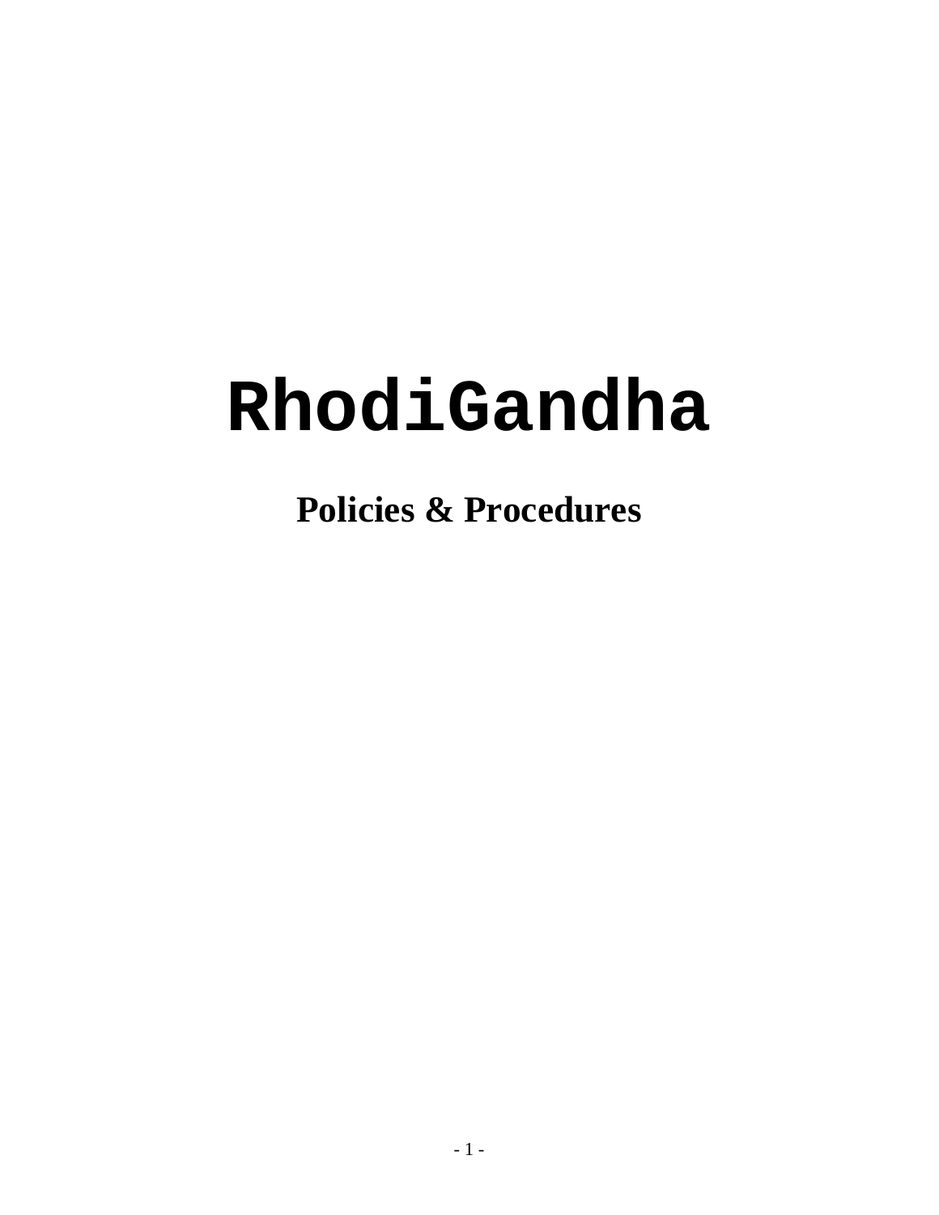# RhodiGandha

## Policies & Procedures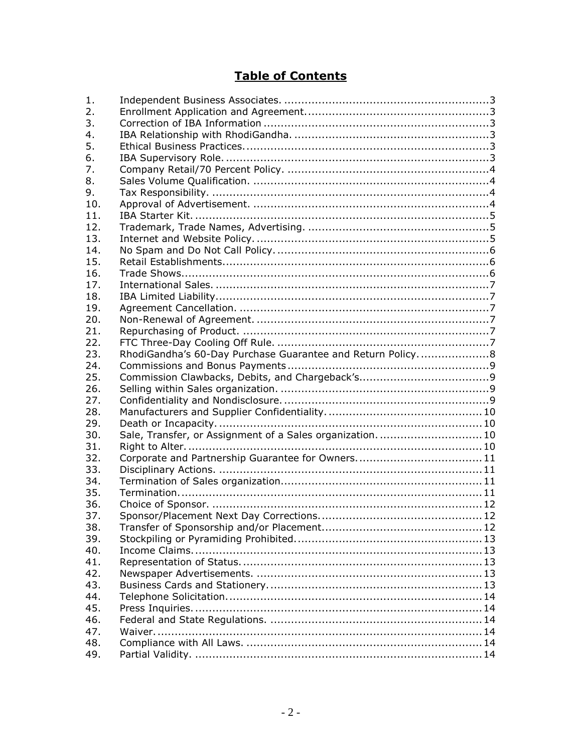# Table of Contents

| | | |
|---|---|---|
| 1. | Independent Business Associates. | 3 |
| 2. | Enrollment Application and Agreement. | 3 |
| 3. | Correction of IBA Information | 3 |
| 4. | IBA Relationship with RhodiGandha. | 3 |
| 5. | Ethical Business Practices. | 3 |
| 6. | IBA Supervisory Role. | 3 |
| 7. | Company Retail/70 Percent Policy. | 4 |
| 8. | Sales Volume Qualification. | 4 |
| 9. | Tax Responsibility. | 4 |
| 10. | Approval of Advertisement. | 4 |
| 11. | IBA Starter Kit. | 5 |
| 12. | Trademark, Trade Names, Advertising. | 5 |
| 13. | Internet and Website Policy. | 5 |
| 14. | No Spam and Do Not Call Policy. | 6 |
| 15. | Retail Establishments. | 6 |
| 16. | Trade Shows. | 6 |
| 17. | International Sales. | 7 |
| 18. | IBA Limited Liability. | 7 |
| 19. | Agreement Cancellation. | 7 |
| 20. | Non-Renewal of Agreement. | 7 |
| 21. | Repurchasing of Product. | 7 |
| 22. | FTC Three-Day Cooling Off Rule. | 7 |
| 23. | RhodiGandha's 60-Day Purchase Guarantee and Return Policy. | 8 |
| 24. | Commissions and Bonus Payments | 9 |
| 25. | Commission Clawbacks, Debits, and Chargeback's. | 9 |
| 26. | Selling within Sales organization. | 9 |
| 27. | Confidentiality and Nondisclosure. | 9 |
| 28. | Manufacturers and Supplier Confidentiality. | 10 |
| 29. | Death or Incapacity. | 10 |
| 30. | Sale, Transfer, or Assignment of a Sales organization. | 10 |
| 31. | Right to Alter. | 10 |
| 32. | Corporate and Partnership Guarantee for Owners. | 11 |
| 33. | Disciplinary Actions. | 11 |
| 34. | Termination of Sales organization. | 11 |
| 35. | Termination. | 11 |
| 36. | Choice of Sponsor. | 12 |
| 37. | Sponsor/Placement Next Day Corrections. | 12 |
| 38. | Transfer of Sponsorship and/or Placement. | 12 |
| 39. | Stockpiling or Pyramiding Prohibited. | 13 |
| 40. | Income Claims. | 13 |
| 41. | Representation of Status. | 13 |
| 42. | Newspaper Advertisements. | 13 |
| 43. | Business Cards and Stationery. | 13 |
| 44. | Telephone Solicitation. | 14 |
| 45. | Press Inquiries. | 14 |
| 46. | Federal and State Regulations. | 14 |
| 47. | Waiver. | 14 |
| 48. | Compliance with All Laws. | 14 |
| 49. | Partial Validity. | 14 |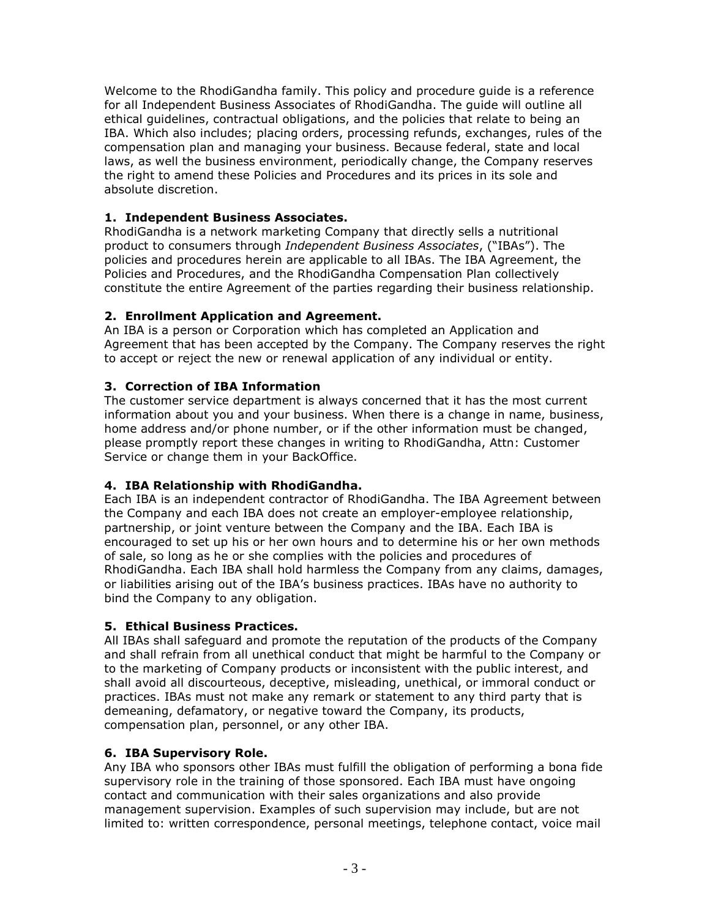Welcome to the RhodiGandha family. This policy and procedure guide is a reference for all Independent Business Associates of RhodiGandha. The guide will outline all ethical guidelines, contractual obligations, and the policies that relate to being an IBA. Which also includes; placing orders, processing refunds, exchanges, rules of the compensation plan and managing your business. Because federal, state and local laws, as well the business environment, periodically change, the Company reserves the right to amend these Policies and Procedures and its prices in its sole and absolute discretion.

### 1. Independent Business Associates.

RhodiGandha is a network marketing Company that directly sells a nutritional product to consumers through *Independent Business Associates*, ("IBAs"). The policies and procedures herein are applicable to all IBAs. The IBA Agreement, the Policies and Procedures, and the RhodiGandha Compensation Plan collectively constitute the entire Agreement of the parties regarding their business relationship.

### 2. Enrollment Application and Agreement.

An IBA is a person or Corporation which has completed an Application and Agreement that has been accepted by the Company. The Company reserves the right to accept or reject the new or renewal application of any individual or entity.

### 3. Correction of IBA Information

The customer service department is always concerned that it has the most current information about you and your business. When there is a change in name, business, home address and/or phone number, or if the other information must be changed, please promptly report these changes in writing to RhodiGandha, Attn: Customer Service or change them in your BackOffice.

### 4. IBA Relationship with RhodiGandha.

Each IBA is an independent contractor of RhodiGandha. The IBA Agreement between the Company and each IBA does not create an employer-employee relationship, partnership, or joint venture between the Company and the IBA. Each IBA is encouraged to set up his or her own hours and to determine his or her own methods of sale, so long as he or she complies with the policies and procedures of RhodiGandha. Each IBA shall hold harmless the Company from any claims, damages, or liabilities arising out of the IBA's business practices. IBAs have no authority to bind the Company to any obligation.

### 5. Ethical Business Practices.

All IBAs shall safeguard and promote the reputation of the products of the Company and shall refrain from all unethical conduct that might be harmful to the Company or to the marketing of Company products or inconsistent with the public interest, and shall avoid all discourteous, deceptive, misleading, unethical, or immoral conduct or practices. IBAs must not make any remark or statement to any third party that is demeaning, defamatory, or negative toward the Company, its products, compensation plan, personnel, or any other IBA.

### 6. IBA Supervisory Role.

Any IBA who sponsors other IBAs must fulfill the obligation of performing a bona fide supervisory role in the training of those sponsored. Each IBA must have ongoing contact and communication with their sales organizations and also provide management supervision. Examples of such supervision may include, but are not limited to: written correspondence, personal meetings, telephone contact, voice mail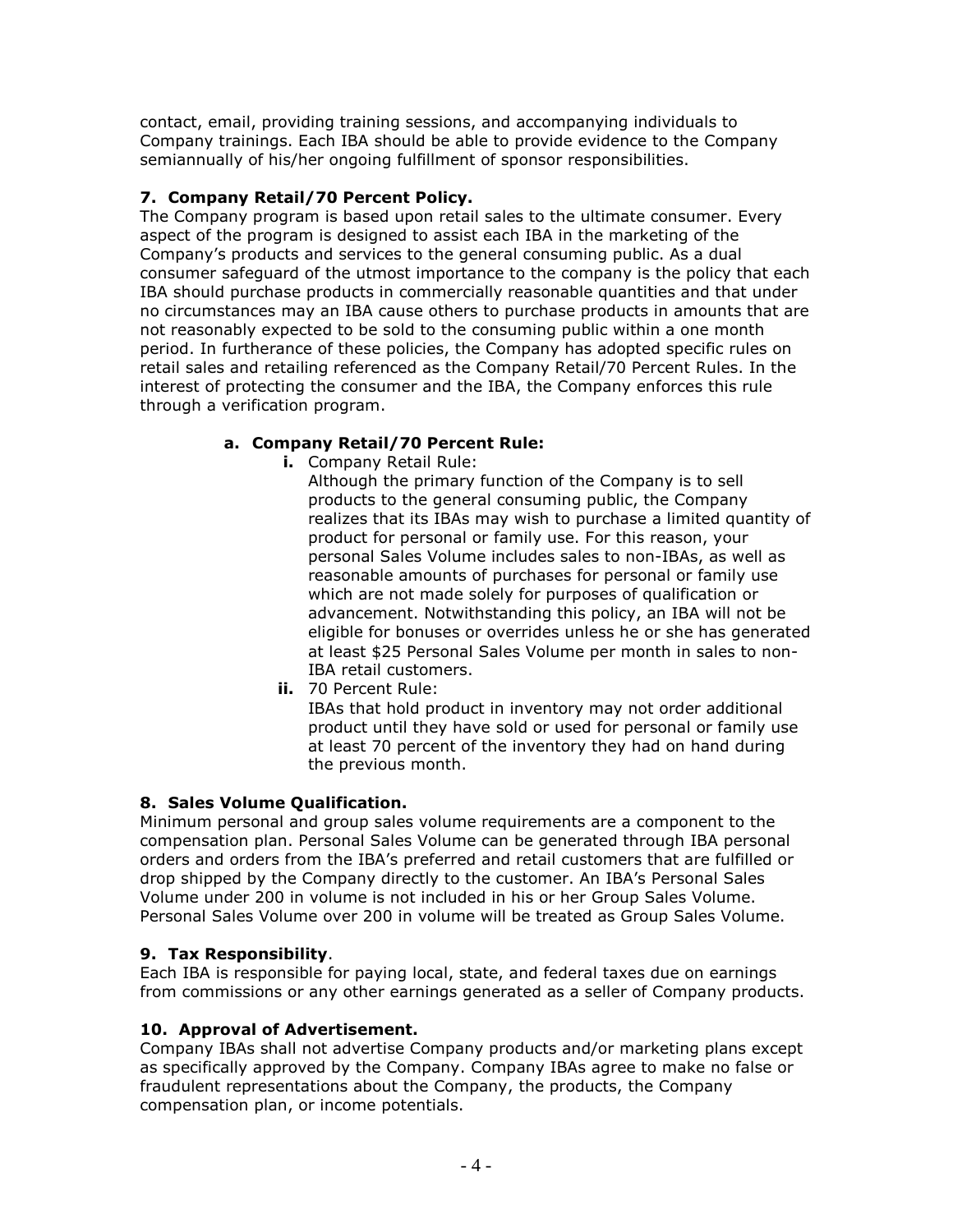contact, email, providing training sessions, and accompanying individuals to Company trainings. Each IBA should be able to provide evidence to the Company semiannually of his/her ongoing fulfillment of sponsor responsibilities.

**7. Company Retail/70 Percent Policy.**

The Company program is based upon retail sales to the ultimate consumer. Every aspect of the program is designed to assist each IBA in the marketing of the Company's products and services to the general consuming public. As a dual consumer safeguard of the utmost importance to the company is the policy that each IBA should purchase products in commercially reasonable quantities and that under no circumstances may an IBA cause others to purchase products in amounts that are not reasonably expected to be sold to the consuming public within a one month period. In furtherance of these policies, the Company has adopted specific rules on retail sales and retailing referenced as the Company Retail/70 Percent Rules. In the interest of protecting the consumer and the IBA, the Company enforces this rule through a verification program.

**a. Company Retail/70 Percent Rule:**

**i.** Company Retail Rule:
Although the primary function of the Company is to sell products to the general consuming public, the Company realizes that its IBAs may wish to purchase a limited quantity of product for personal or family use. For this reason, your personal Sales Volume includes sales to non-IBAs, as well as reasonable amounts of purchases for personal or family use which are not made solely for purposes of qualification or advancement. Notwithstanding this policy, an IBA will not be eligible for bonuses or overrides unless he or she has generated at least $25 Personal Sales Volume per month in sales to non-IBA retail customers.

**ii.** 70 Percent Rule:
IBAs that hold product in inventory may not order additional product until they have sold or used for personal or family use at least 70 percent of the inventory they had on hand during the previous month.

**8. Sales Volume Qualification.**

Minimum personal and group sales volume requirements are a component to the compensation plan. Personal Sales Volume can be generated through IBA personal orders and orders from the IBA's preferred and retail customers that are fulfilled or drop shipped by the Company directly to the customer. An IBA's Personal Sales Volume under 200 in volume is not included in his or her Group Sales Volume. Personal Sales Volume over 200 in volume will be treated as Group Sales Volume.

**9. Tax Responsibility**.

Each IBA is responsible for paying local, state, and federal taxes due on earnings from commissions or any other earnings generated as a seller of Company products.

**10. Approval of Advertisement.**

Company IBAs shall not advertise Company products and/or marketing plans except as specifically approved by the Company. Company IBAs agree to make no false or fraudulent representations about the Company, the products, the Company compensation plan, or income potentials.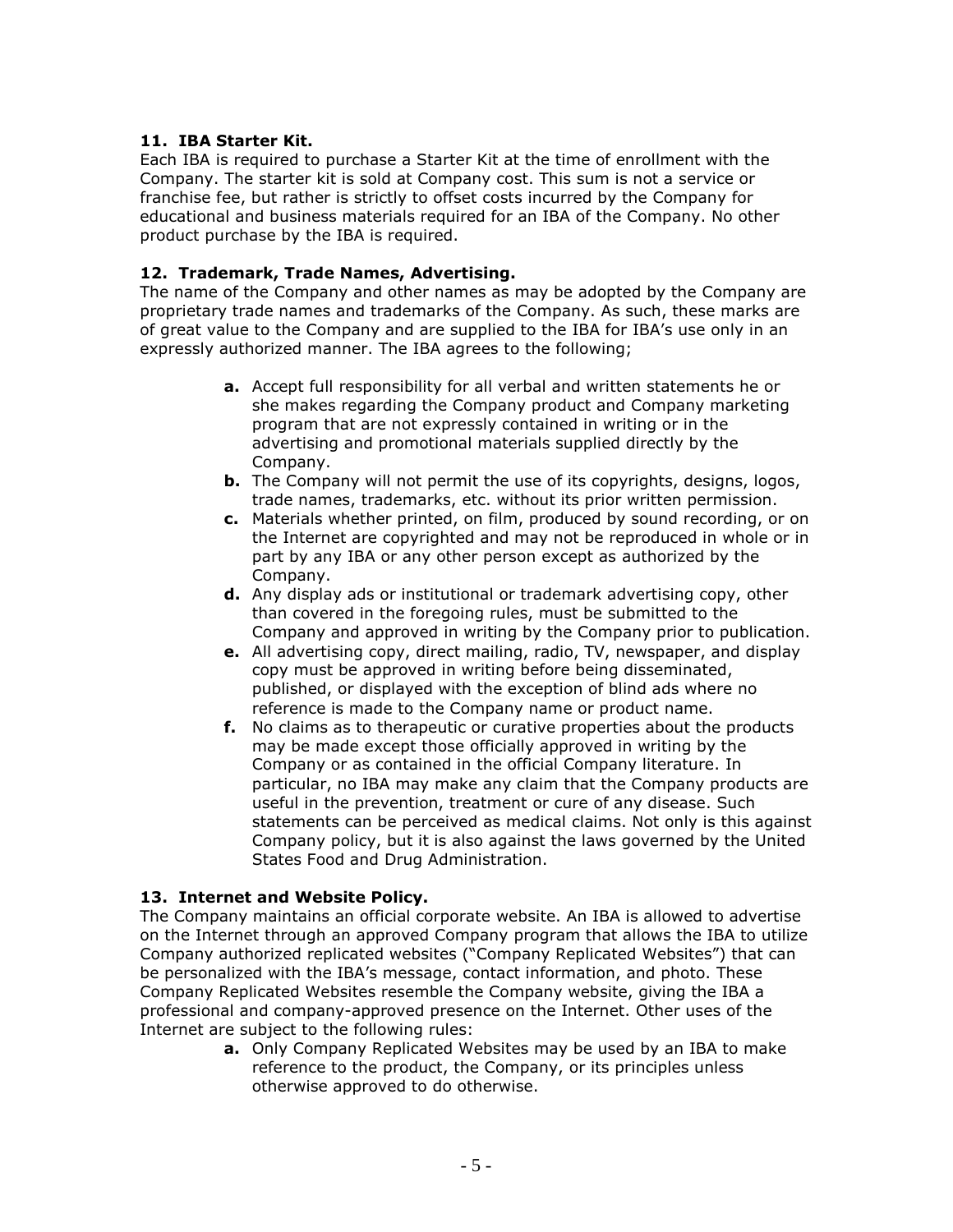### 11. IBA Starter Kit.

Each IBA is required to purchase a Starter Kit at the time of enrollment with the Company. The starter kit is sold at Company cost. This sum is not a service or franchise fee, but rather is strictly to offset costs incurred by the Company for educational and business materials required for an IBA of the Company. No other product purchase by the IBA is required.

### 12. Trademark, Trade Names, Advertising.

The name of the Company and other names as may be adopted by the Company are proprietary trade names and trademarks of the Company. As such, these marks are of great value to the Company and are supplied to the IBA for IBA's use only in an expressly authorized manner. The IBA agrees to the following;

- **a.** Accept full responsibility for all verbal and written statements he or she makes regarding the Company product and Company marketing program that are not expressly contained in writing or in the advertising and promotional materials supplied directly by the Company.
- **b.** The Company will not permit the use of its copyrights, designs, logos, trade names, trademarks, etc. without its prior written permission.
- **c.** Materials whether printed, on film, produced by sound recording, or on the Internet are copyrighted and may not be reproduced in whole or in part by any IBA or any other person except as authorized by the Company.
- **d.** Any display ads or institutional or trademark advertising copy, other than covered in the foregoing rules, must be submitted to the Company and approved in writing by the Company prior to publication.
- **e.** All advertising copy, direct mailing, radio, TV, newspaper, and display copy must be approved in writing before being disseminated, published, or displayed with the exception of blind ads where no reference is made to the Company name or product name.
- **f.** No claims as to therapeutic or curative properties about the products may be made except those officially approved in writing by the Company or as contained in the official Company literature. In particular, no IBA may make any claim that the Company products are useful in the prevention, treatment or cure of any disease. Such statements can be perceived as medical claims. Not only is this against Company policy, but it is also against the laws governed by the United States Food and Drug Administration.

### 13. Internet and Website Policy.

The Company maintains an official corporate website. An IBA is allowed to advertise on the Internet through an approved Company program that allows the IBA to utilize Company authorized replicated websites ("Company Replicated Websites") that can be personalized with the IBA's message, contact information, and photo. These Company Replicated Websites resemble the Company website, giving the IBA a professional and company-approved presence on the Internet. Other uses of the Internet are subject to the following rules:

- **a.** Only Company Replicated Websites may be used by an IBA to make reference to the product, the Company, or its principles unless otherwise approved to do otherwise.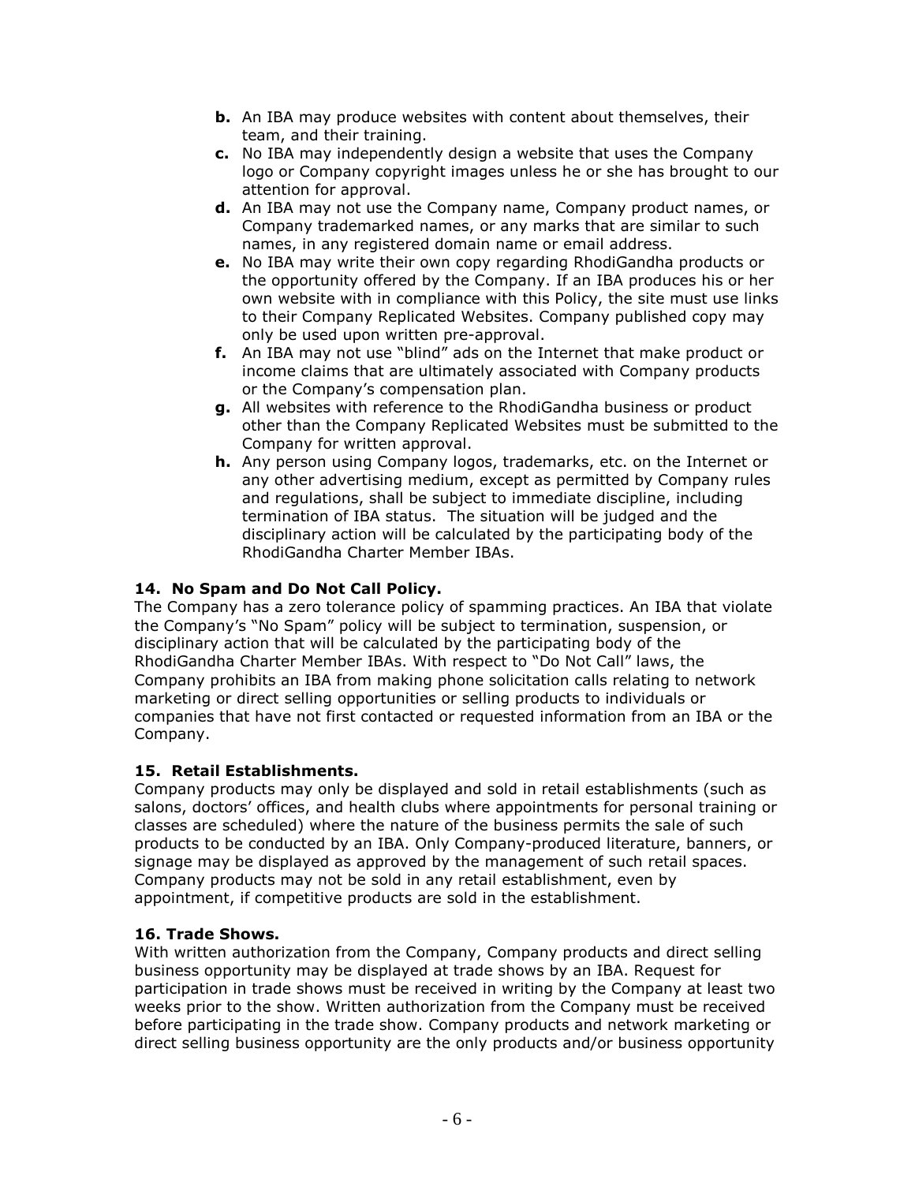- **b.** An IBA may produce websites with content about themselves, their team, and their training.
- **c.** No IBA may independently design a website that uses the Company logo or Company copyright images unless he or she has brought to our attention for approval.
- **d.** An IBA may not use the Company name, Company product names, or Company trademarked names, or any marks that are similar to such names, in any registered domain name or email address.
- **e.** No IBA may write their own copy regarding RhodiGandha products or the opportunity offered by the Company. If an IBA produces his or her own website with in compliance with this Policy, the site must use links to their Company Replicated Websites. Company published copy may only be used upon written pre-approval.
- **f.** An IBA may not use "blind" ads on the Internet that make product or income claims that are ultimately associated with Company products or the Company's compensation plan.
- **g.** All websites with reference to the RhodiGandha business or product other than the Company Replicated Websites must be submitted to the Company for written approval.
- **h.** Any person using Company logos, trademarks, etc. on the Internet or any other advertising medium, except as permitted by Company rules and regulations, shall be subject to immediate discipline, including termination of IBA status. The situation will be judged and the disciplinary action will be calculated by the participating body of the RhodiGandha Charter Member IBAs.

**14. No Spam and Do Not Call Policy.**
The Company has a zero tolerance policy of spamming practices. An IBA that violate the Company's "No Spam" policy will be subject to termination, suspension, or disciplinary action that will be calculated by the participating body of the RhodiGandha Charter Member IBAs. With respect to "Do Not Call" laws, the Company prohibits an IBA from making phone solicitation calls relating to network marketing or direct selling opportunities or selling products to individuals or companies that have not first contacted or requested information from an IBA or the Company.

**15. Retail Establishments.**
Company products may only be displayed and sold in retail establishments (such as salons, doctors' offices, and health clubs where appointments for personal training or classes are scheduled) where the nature of the business permits the sale of such products to be conducted by an IBA. Only Company-produced literature, banners, or signage may be displayed as approved by the management of such retail spaces. Company products may not be sold in any retail establishment, even by appointment, if competitive products are sold in the establishment.

**16. Trade Shows.**
With written authorization from the Company, Company products and direct selling business opportunity may be displayed at trade shows by an IBA. Request for participation in trade shows must be received in writing by the Company at least two weeks prior to the show. Written authorization from the Company must be received before participating in the trade show. Company products and network marketing or direct selling business opportunity are the only products and/or business opportunity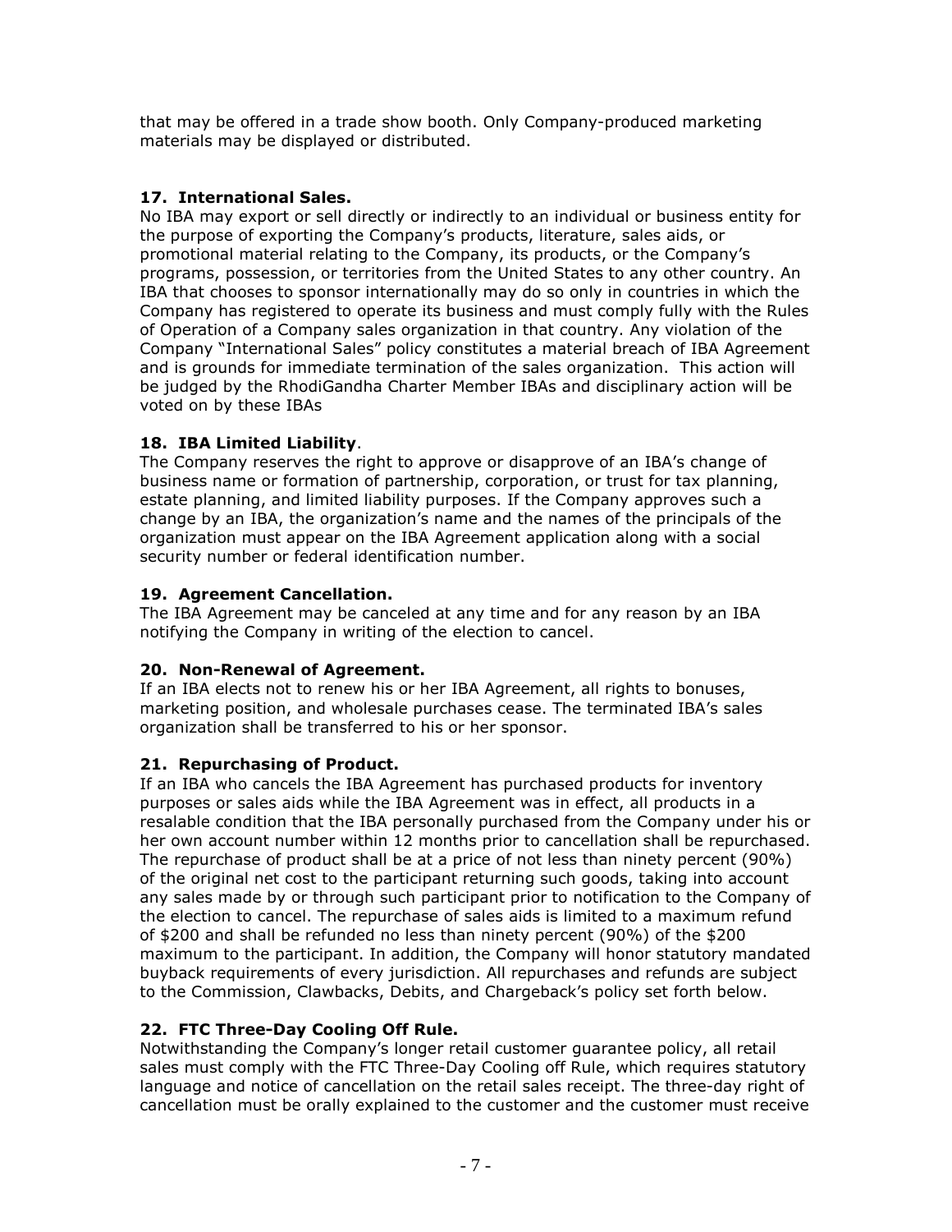that may be offered in a trade show booth. Only Company-produced marketing materials may be displayed or distributed.

### 17. International Sales.

No IBA may export or sell directly or indirectly to an individual or business entity for the purpose of exporting the Company's products, literature, sales aids, or promotional material relating to the Company, its products, or the Company's programs, possession, or territories from the United States to any other country. An IBA that chooses to sponsor internationally may do so only in countries in which the Company has registered to operate its business and must comply fully with the Rules of Operation of a Company sales organization in that country. Any violation of the Company "International Sales" policy constitutes a material breach of IBA Agreement and is grounds for immediate termination of the sales organization. This action will be judged by the RhodiGandha Charter Member IBAs and disciplinary action will be voted on by these IBAs

### 18. IBA Limited Liability.

The Company reserves the right to approve or disapprove of an IBA's change of business name or formation of partnership, corporation, or trust for tax planning, estate planning, and limited liability purposes. If the Company approves such a change by an IBA, the organization's name and the names of the principals of the organization must appear on the IBA Agreement application along with a social security number or federal identification number.

### 19. Agreement Cancellation.

The IBA Agreement may be canceled at any time and for any reason by an IBA notifying the Company in writing of the election to cancel.

### 20. Non-Renewal of Agreement.

If an IBA elects not to renew his or her IBA Agreement, all rights to bonuses, marketing position, and wholesale purchases cease. The terminated IBA's sales organization shall be transferred to his or her sponsor.

### 21. Repurchasing of Product.

If an IBA who cancels the IBA Agreement has purchased products for inventory purposes or sales aids while the IBA Agreement was in effect, all products in a resalable condition that the IBA personally purchased from the Company under his or her own account number within 12 months prior to cancellation shall be repurchased. The repurchase of product shall be at a price of not less than ninety percent (90%) of the original net cost to the participant returning such goods, taking into account any sales made by or through such participant prior to notification to the Company of the election to cancel. The repurchase of sales aids is limited to a maximum refund of $200 and shall be refunded no less than ninety percent (90%) of the $200 maximum to the participant. In addition, the Company will honor statutory mandated buyback requirements of every jurisdiction. All repurchases and refunds are subject to the Commission, Clawbacks, Debits, and Chargeback's policy set forth below.

### 22. FTC Three-Day Cooling Off Rule.

Notwithstanding the Company's longer retail customer guarantee policy, all retail sales must comply with the FTC Three-Day Cooling off Rule, which requires statutory language and notice of cancellation on the retail sales receipt. The three-day right of cancellation must be orally explained to the customer and the customer must receive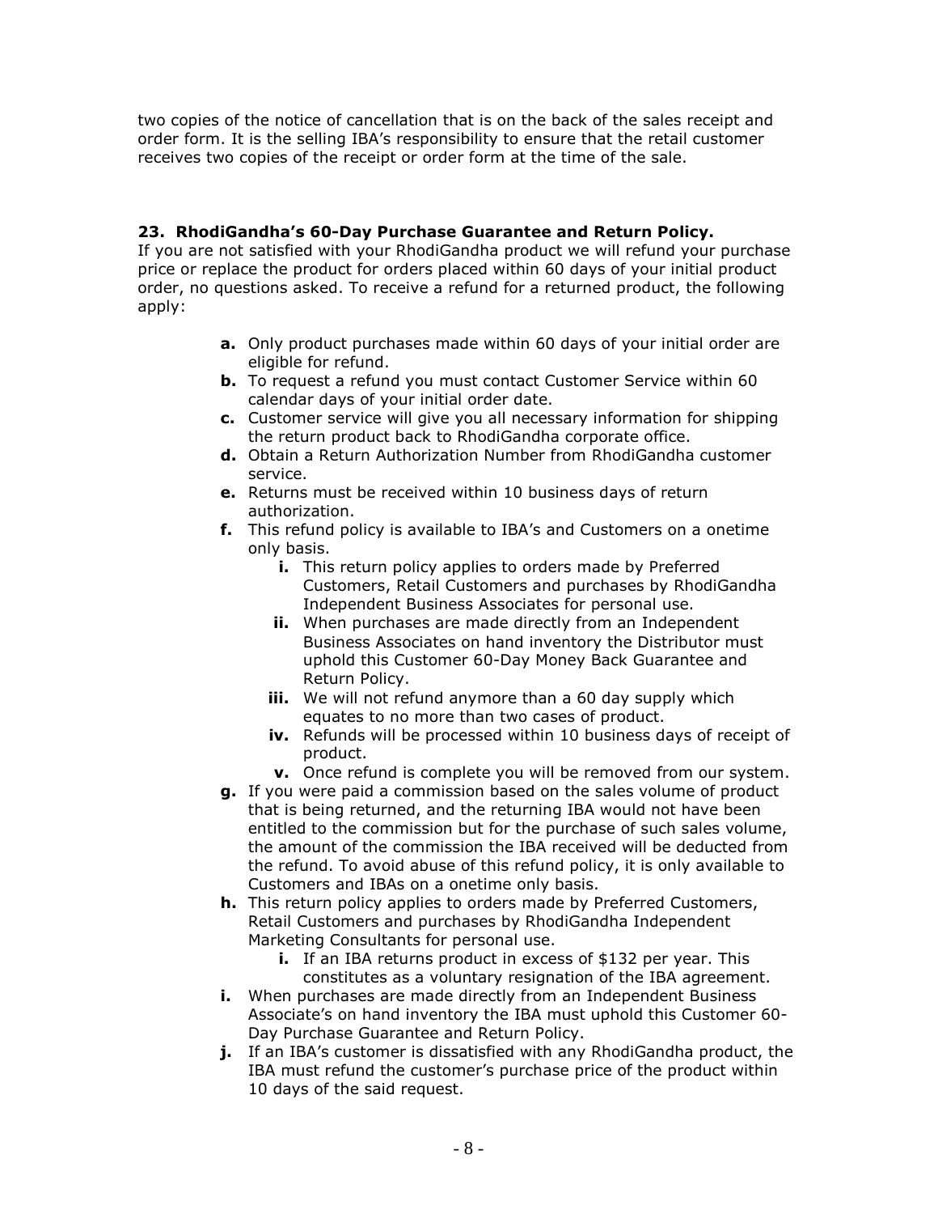two copies of the notice of cancellation that is on the back of the sales receipt and order form. It is the selling IBA's responsibility to ensure that the retail customer receives two copies of the receipt or order form at the time of the sale.

### 23. RhodiGandha's 60-Day Purchase Guarantee and Return Policy.

If you are not satisfied with your RhodiGandha product we will refund your purchase price or replace the product for orders placed within 60 days of your initial product order, no questions asked. To receive a refund for a returned product, the following apply:

- **a.** Only product purchases made within 60 days of your initial order are eligible for refund.
- **b.** To request a refund you must contact Customer Service within 60 calendar days of your initial order date.
- **c.** Customer service will give you all necessary information for shipping the return product back to RhodiGandha corporate office.
- **d.** Obtain a Return Authorization Number from RhodiGandha customer service.
- **e.** Returns must be received within 10 business days of return authorization.
- **f.** This refund policy is available to IBA's and Customers on a onetime only basis.
  - **i.** This return policy applies to orders made by Preferred Customers, Retail Customers and purchases by RhodiGandha Independent Business Associates for personal use.
  - **ii.** When purchases are made directly from an Independent Business Associates on hand inventory the Distributor must uphold this Customer 60-Day Money Back Guarantee and Return Policy.
  - **iii.** We will not refund anymore than a 60 day supply which equates to no more than two cases of product.
  - **iv.** Refunds will be processed within 10 business days of receipt of product.
  - **v.** Once refund is complete you will be removed from our system.
- **g.** If you were paid a commission based on the sales volume of product that is being returned, and the returning IBA would not have been entitled to the commission but for the purchase of such sales volume, the amount of the commission the IBA received will be deducted from the refund. To avoid abuse of this refund policy, it is only available to Customers and IBAs on a onetime only basis.
- **h.** This return policy applies to orders made by Preferred Customers, Retail Customers and purchases by RhodiGandha Independent Marketing Consultants for personal use.
  - **i.** If an IBA returns product in excess of $132 per year. This constitutes as a voluntary resignation of the IBA agreement.
- **i.** When purchases are made directly from an Independent Business Associate's on hand inventory the IBA must uphold this Customer 60-Day Purchase Guarantee and Return Policy.
- **j.** If an IBA's customer is dissatisfied with any RhodiGandha product, the IBA must refund the customer's purchase price of the product within 10 days of the said request.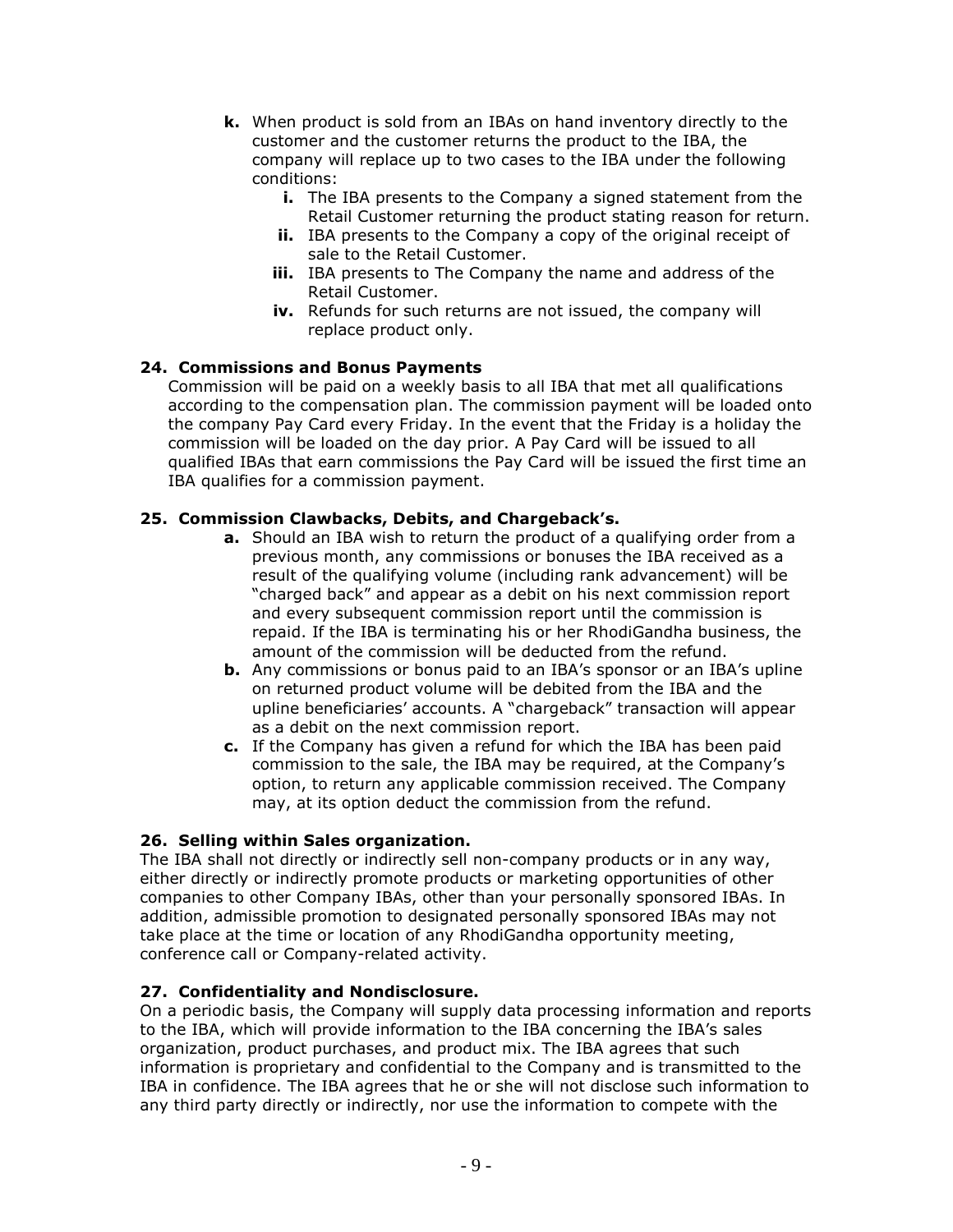k. When product is sold from an IBAs on hand inventory directly to the customer and the customer returns the product to the IBA, the company will replace up to two cases to the IBA under the following conditions:
   i. The IBA presents to the Company a signed statement from the Retail Customer returning the product stating reason for return.
   ii. IBA presents to the Company a copy of the original receipt of sale to the Retail Customer.
   iii. IBA presents to The Company the name and address of the Retail Customer.
   iv. Refunds for such returns are not issued, the company will replace product only.

**24. Commissions and Bonus Payments**

Commission will be paid on a weekly basis to all IBA that met all qualifications according to the compensation plan. The commission payment will be loaded onto the company Pay Card every Friday. In the event that the Friday is a holiday the commission will be loaded on the day prior. A Pay Card will be issued to all qualified IBAs that earn commissions the Pay Card will be issued the first time an IBA qualifies for a commission payment.

**25. Commission Clawbacks, Debits, and Chargeback's.**

a. Should an IBA wish to return the product of a qualifying order from a previous month, any commissions or bonuses the IBA received as a result of the qualifying volume (including rank advancement) will be "charged back" and appear as a debit on his next commission report and every subsequent commission report until the commission is repaid. If the IBA is terminating his or her RhodiGandha business, the amount of the commission will be deducted from the refund.

b. Any commissions or bonus paid to an IBA's sponsor or an IBA's upline on returned product volume will be debited from the IBA and the upline beneficiaries' accounts. A "chargeback" transaction will appear as a debit on the next commission report.

c. If the Company has given a refund for which the IBA has been paid commission to the sale, the IBA may be required, at the Company's option, to return any applicable commission received. The Company may, at its option deduct the commission from the refund.

**26. Selling within Sales organization.**

The IBA shall not directly or indirectly sell non-company products or in any way, either directly or indirectly promote products or marketing opportunities of other companies to other Company IBAs, other than your personally sponsored IBAs. In addition, admissible promotion to designated personally sponsored IBAs may not take place at the time or location of any RhodiGandha opportunity meeting, conference call or Company-related activity.

**27. Confidentiality and Nondisclosure.**

On a periodic basis, the Company will supply data processing information and reports to the IBA, which will provide information to the IBA concerning the IBA's sales organization, product purchases, and product mix. The IBA agrees that such information is proprietary and confidential to the Company and is transmitted to the IBA in confidence. The IBA agrees that he or she will not disclose such information to any third party directly or indirectly, nor use the information to compete with the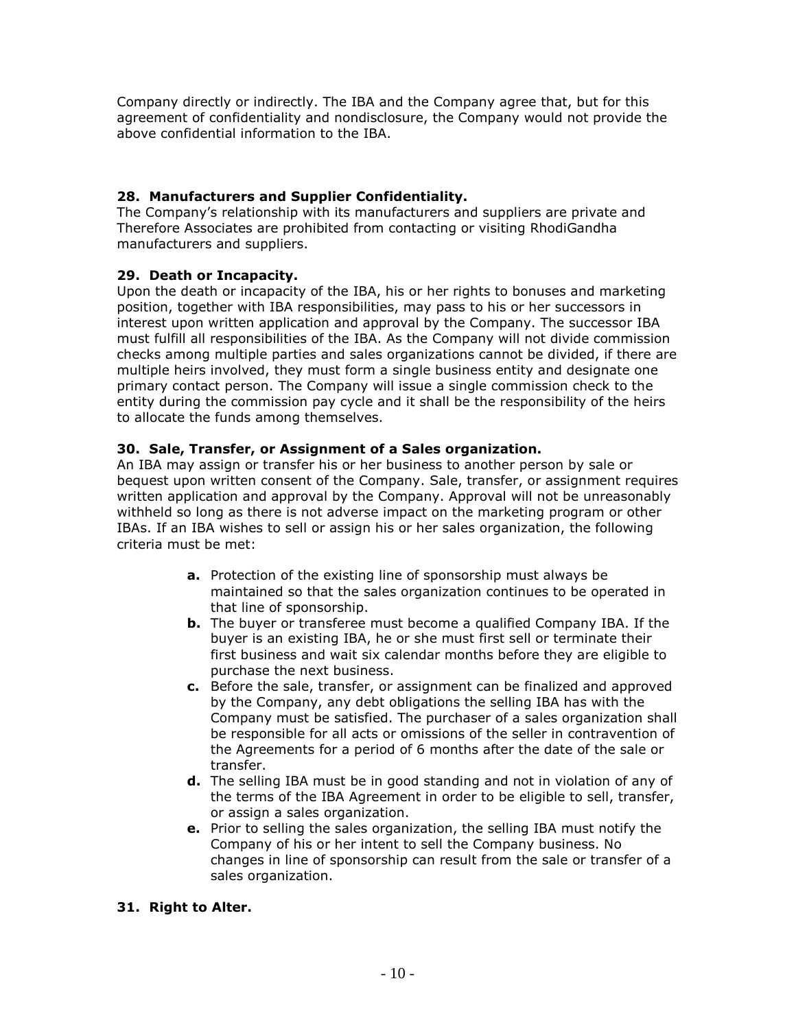Company directly or indirectly. The IBA and the Company agree that, but for this agreement of confidentiality and nondisclosure, the Company would not provide the above confidential information to the IBA.

**28. Manufacturers and Supplier Confidentiality.**

The Company's relationship with its manufacturers and suppliers are private and Therefore Associates are prohibited from contacting or visiting RhodiGandha manufacturers and suppliers.

**29. Death or Incapacity.**

Upon the death or incapacity of the IBA, his or her rights to bonuses and marketing position, together with IBA responsibilities, may pass to his or her successors in interest upon written application and approval by the Company. The successor IBA must fulfill all responsibilities of the IBA. As the Company will not divide commission checks among multiple parties and sales organizations cannot be divided, if there are multiple heirs involved, they must form a single business entity and designate one primary contact person. The Company will issue a single commission check to the entity during the commission pay cycle and it shall be the responsibility of the heirs to allocate the funds among themselves.

**30. Sale, Transfer, or Assignment of a Sales organization.**

An IBA may assign or transfer his or her business to another person by sale or bequest upon written consent of the Company. Sale, transfer, or assignment requires written application and approval by the Company. Approval will not be unreasonably withheld so long as there is not adverse impact on the marketing program or other IBAs. If an IBA wishes to sell or assign his or her sales organization, the following criteria must be met:

- **a.** Protection of the existing line of sponsorship must always be maintained so that the sales organization continues to be operated in that line of sponsorship.
- **b.** The buyer or transferee must become a qualified Company IBA. If the buyer is an existing IBA, he or she must first sell or terminate their first business and wait six calendar months before they are eligible to purchase the next business.
- **c.** Before the sale, transfer, or assignment can be finalized and approved by the Company, any debt obligations the selling IBA has with the Company must be satisfied. The purchaser of a sales organization shall be responsible for all acts or omissions of the seller in contravention of the Agreements for a period of 6 months after the date of the sale or transfer.
- **d.** The selling IBA must be in good standing and not in violation of any of the terms of the IBA Agreement in order to be eligible to sell, transfer, or assign a sales organization.
- **e.** Prior to selling the sales organization, the selling IBA must notify the Company of his or her intent to sell the Company business. No changes in line of sponsorship can result from the sale or transfer of a sales organization.

**31. Right to Alter.**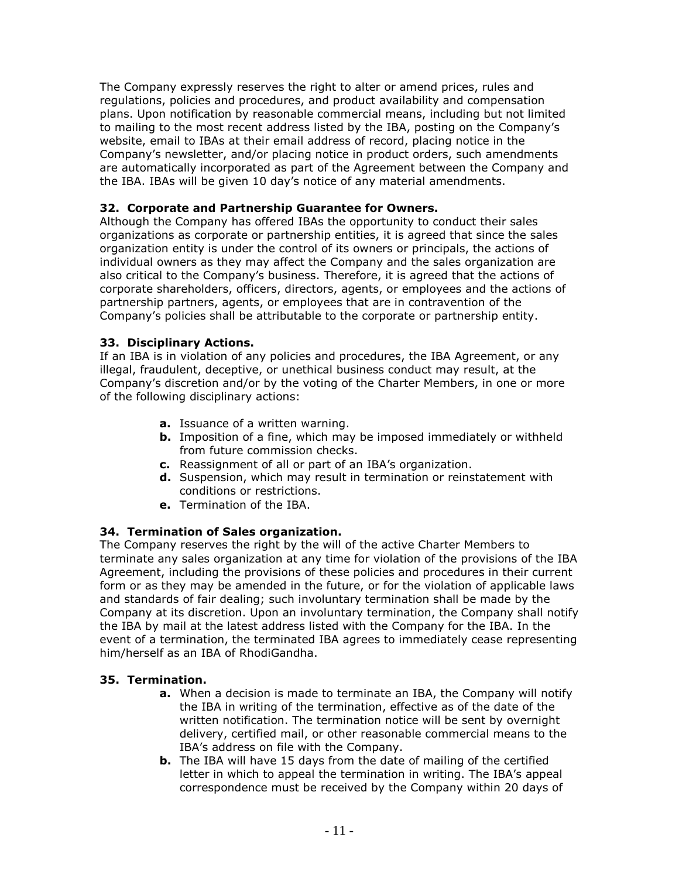The Company expressly reserves the right to alter or amend prices, rules and regulations, policies and procedures, and product availability and compensation plans. Upon notification by reasonable commercial means, including but not limited to mailing to the most recent address listed by the IBA, posting on the Company's website, email to IBAs at their email address of record, placing notice in the Company's newsletter, and/or placing notice in product orders, such amendments are automatically incorporated as part of the Agreement between the Company and the IBA. IBAs will be given 10 day's notice of any material amendments.

### 32. Corporate and Partnership Guarantee for Owners.

Although the Company has offered IBAs the opportunity to conduct their sales organizations as corporate or partnership entities, it is agreed that since the sales organization entity is under the control of its owners or principals, the actions of individual owners as they may affect the Company and the sales organization are also critical to the Company's business. Therefore, it is agreed that the actions of corporate shareholders, officers, directors, agents, or employees and the actions of partnership partners, agents, or employees that are in contravention of the Company's policies shall be attributable to the corporate or partnership entity.

### 33. Disciplinary Actions.

If an IBA is in violation of any policies and procedures, the IBA Agreement, or any illegal, fraudulent, deceptive, or unethical business conduct may result, at the Company's discretion and/or by the voting of the Charter Members, in one or more of the following disciplinary actions:

- **a.** Issuance of a written warning.
- **b.** Imposition of a fine, which may be imposed immediately or withheld from future commission checks.
- **c.** Reassignment of all or part of an IBA's organization.
- **d.** Suspension, which may result in termination or reinstatement with conditions or restrictions.
- **e.** Termination of the IBA.

### 34. Termination of Sales organization.

The Company reserves the right by the will of the active Charter Members to terminate any sales organization at any time for violation of the provisions of the IBA Agreement, including the provisions of these policies and procedures in their current form or as they may be amended in the future, or for the violation of applicable laws and standards of fair dealing; such involuntary termination shall be made by the Company at its discretion. Upon an involuntary termination, the Company shall notify the IBA by mail at the latest address listed with the Company for the IBA. In the event of a termination, the terminated IBA agrees to immediately cease representing him/herself as an IBA of RhodiGandha.

### 35. Termination.

- **a.** When a decision is made to terminate an IBA, the Company will notify the IBA in writing of the termination, effective as of the date of the written notification. The termination notice will be sent by overnight delivery, certified mail, or other reasonable commercial means to the IBA's address on file with the Company.
- **b.** The IBA will have 15 days from the date of mailing of the certified letter in which to appeal the termination in writing. The IBA's appeal correspondence must be received by the Company within 20 days of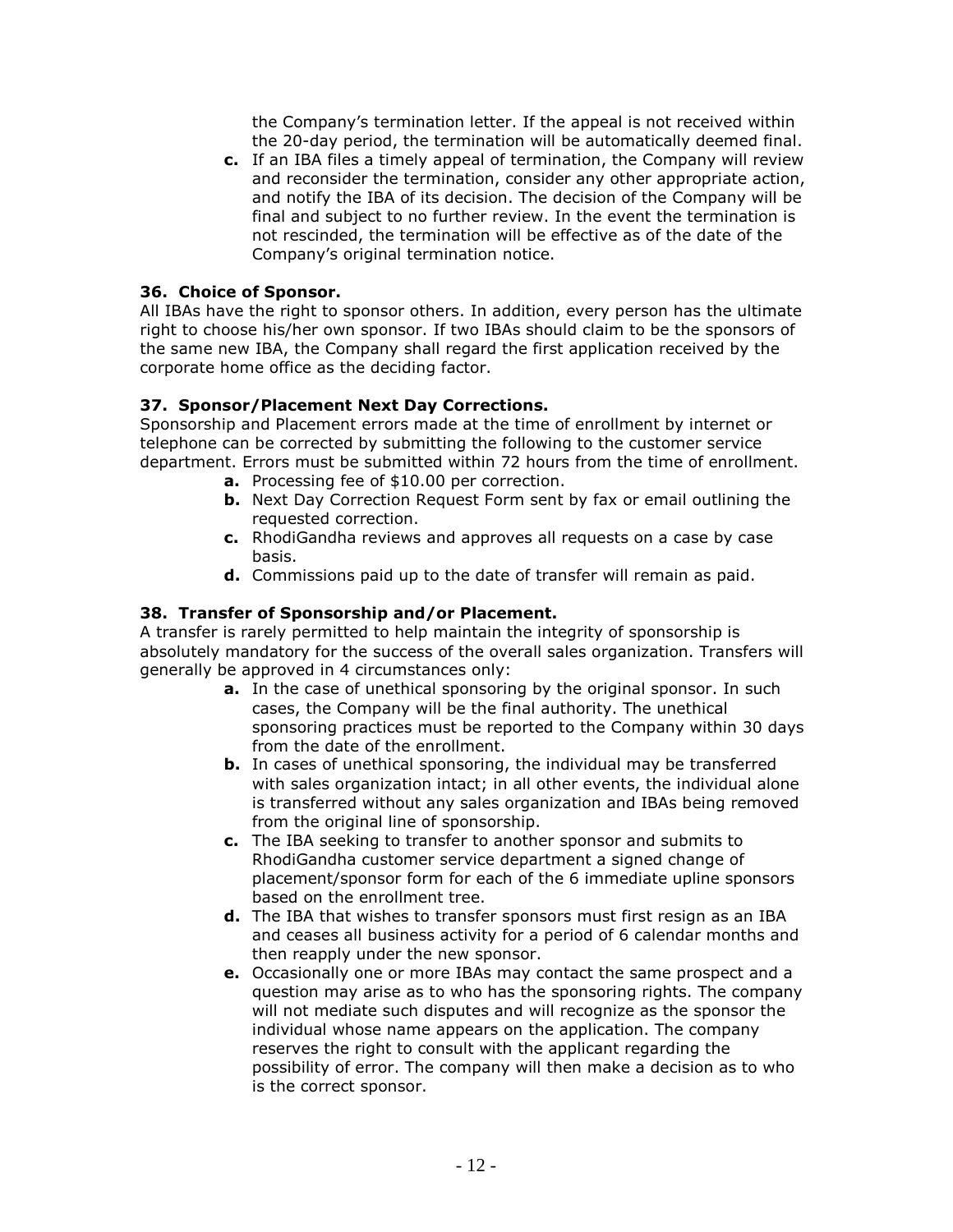the Company's termination letter. If the appeal is not received within the 20-day period, the termination will be automatically deemed final.

c. If an IBA files a timely appeal of termination, the Company will review and reconsider the termination, consider any other appropriate action, and notify the IBA of its decision. The decision of the Company will be final and subject to no further review. In the event the termination is not rescinded, the termination will be effective as of the date of the Company's original termination notice.

**36. Choice of Sponsor.**

All IBAs have the right to sponsor others. In addition, every person has the ultimate right to choose his/her own sponsor. If two IBAs should claim to be the sponsors of the same new IBA, the Company shall regard the first application received by the corporate home office as the deciding factor.

**37. Sponsor/Placement Next Day Corrections.**

Sponsorship and Placement errors made at the time of enrollment by internet or telephone can be corrected by submitting the following to the customer service department. Errors must be submitted within 72 hours from the time of enrollment.

- **a.** Processing fee of $10.00 per correction.
- **b.** Next Day Correction Request Form sent by fax or email outlining the requested correction.
- **c.** RhodiGandha reviews and approves all requests on a case by case basis.
- **d.** Commissions paid up to the date of transfer will remain as paid.

**38. Transfer of Sponsorship and/or Placement.**

A transfer is rarely permitted to help maintain the integrity of sponsorship is absolutely mandatory for the success of the overall sales organization. Transfers will generally be approved in 4 circumstances only:

- **a.** In the case of unethical sponsoring by the original sponsor. In such cases, the Company will be the final authority. The unethical sponsoring practices must be reported to the Company within 30 days from the date of the enrollment.
- **b.** In cases of unethical sponsoring, the individual may be transferred with sales organization intact; in all other events, the individual alone is transferred without any sales organization and IBAs being removed from the original line of sponsorship.
- **c.** The IBA seeking to transfer to another sponsor and submits to RhodiGandha customer service department a signed change of placement/sponsor form for each of the 6 immediate upline sponsors based on the enrollment tree.
- **d.** The IBA that wishes to transfer sponsors must first resign as an IBA and ceases all business activity for a period of 6 calendar months and then reapply under the new sponsor.
- **e.** Occasionally one or more IBAs may contact the same prospect and a question may arise as to who has the sponsoring rights. The company will not mediate such disputes and will recognize as the sponsor the individual whose name appears on the application. The company reserves the right to consult with the applicant regarding the possibility of error. The company will then make a decision as to who is the correct sponsor.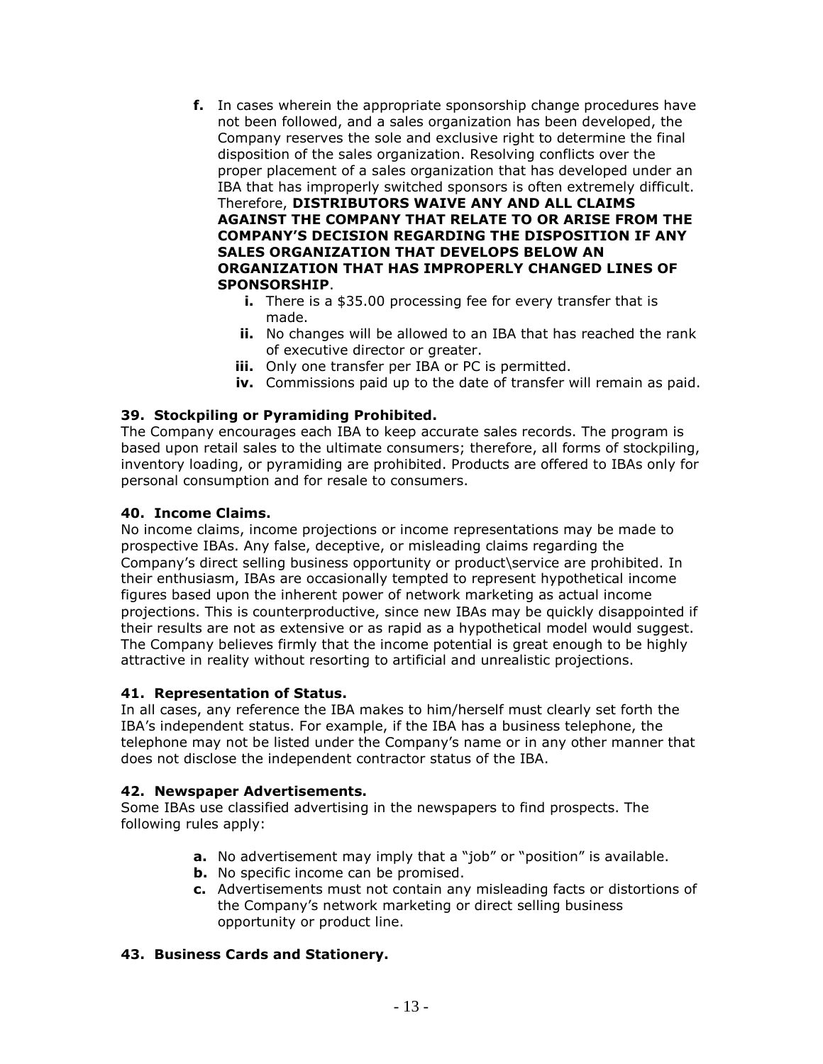**f.** In cases wherein the appropriate sponsorship change procedures have not been followed, and a sales organization has been developed, the Company reserves the sole and exclusive right to determine the final disposition of the sales organization. Resolving conflicts over the proper placement of a sales organization that has developed under an IBA that has improperly switched sponsors is often extremely difficult. Therefore, **DISTRIBUTORS WAIVE ANY AND ALL CLAIMS AGAINST THE COMPANY THAT RELATE TO OR ARISE FROM THE COMPANY'S DECISION REGARDING THE DISPOSITION IF ANY SALES ORGANIZATION THAT DEVELOPS BELOW AN ORGANIZATION THAT HAS IMPROPERLY CHANGED LINES OF SPONSORSHIP**.

   - **i.** There is a $35.00 processing fee for every transfer that is made.
   - **ii.** No changes will be allowed to an IBA that has reached the rank of executive director or greater.
   - **iii.** Only one transfer per IBA or PC is permitted.
   - **iv.** Commissions paid up to the date of transfer will remain as paid.

**39. Stockpiling or Pyramiding Prohibited.**
The Company encourages each IBA to keep accurate sales records. The program is based upon retail sales to the ultimate consumers; therefore, all forms of stockpiling, inventory loading, or pyramiding are prohibited. Products are offered to IBAs only for personal consumption and for resale to consumers.

**40. Income Claims.**
No income claims, income projections or income representations may be made to prospective IBAs. Any false, deceptive, or misleading claims regarding the Company's direct selling business opportunity or product\service are prohibited. In their enthusiasm, IBAs are occasionally tempted to represent hypothetical income figures based upon the inherent power of network marketing as actual income projections. This is counterproductive, since new IBAs may be quickly disappointed if their results are not as extensive or as rapid as a hypothetical model would suggest. The Company believes firmly that the income potential is great enough to be highly attractive in reality without resorting to artificial and unrealistic projections.

**41. Representation of Status.**
In all cases, any reference the IBA makes to him/herself must clearly set forth the IBA's independent status. For example, if the IBA has a business telephone, the telephone may not be listed under the Company's name or in any other manner that does not disclose the independent contractor status of the IBA.

**42. Newspaper Advertisements.**
Some IBAs use classified advertising in the newspapers to find prospects. The following rules apply:

- **a.** No advertisement may imply that a "job" or "position" is available.
- **b.** No specific income can be promised.
- **c.** Advertisements must not contain any misleading facts or distortions of the Company's network marketing or direct selling business opportunity or product line.

**43. Business Cards and Stationery.**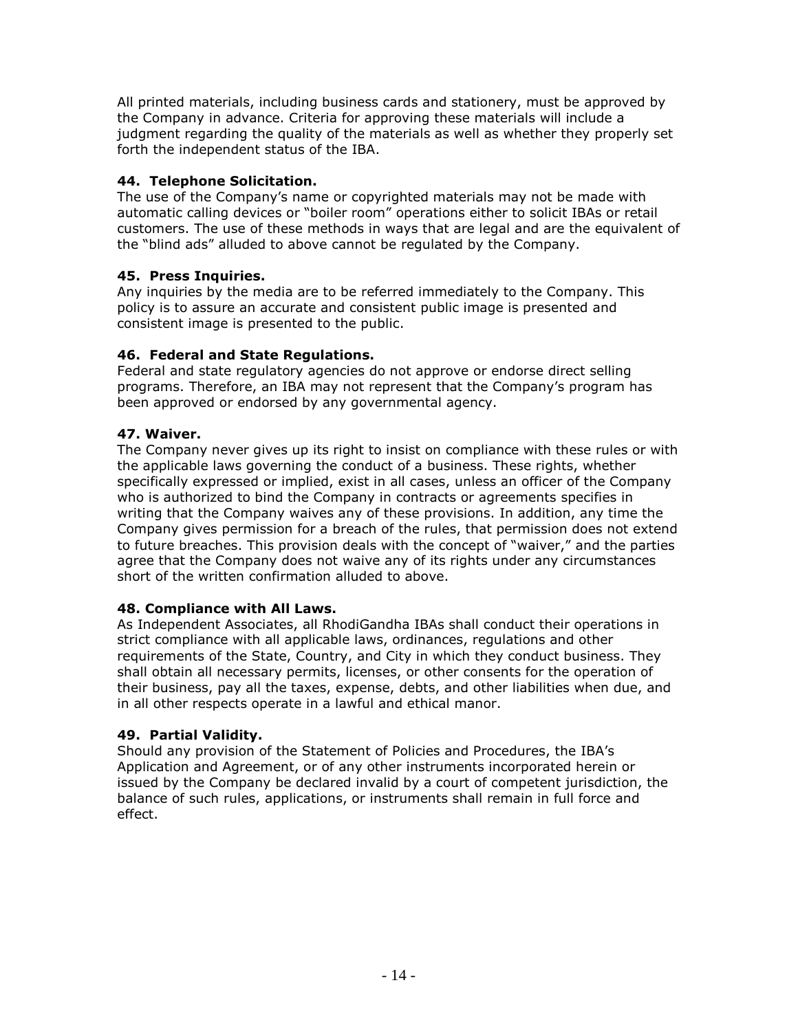All printed materials, including business cards and stationery, must be approved by the Company in advance. Criteria for approving these materials will include a judgment regarding the quality of the materials as well as whether they properly set forth the independent status of the IBA.

**44. Telephone Solicitation.**
The use of the Company's name or copyrighted materials may not be made with automatic calling devices or "boiler room" operations either to solicit IBAs or retail customers. The use of these methods in ways that are legal and are the equivalent of the "blind ads" alluded to above cannot be regulated by the Company.

**45. Press Inquiries.**
Any inquiries by the media are to be referred immediately to the Company. This policy is to assure an accurate and consistent public image is presented and consistent image is presented to the public.

**46. Federal and State Regulations.**
Federal and state regulatory agencies do not approve or endorse direct selling programs. Therefore, an IBA may not represent that the Company's program has been approved or endorsed by any governmental agency.

**47. Waiver.**
The Company never gives up its right to insist on compliance with these rules or with the applicable laws governing the conduct of a business. These rights, whether specifically expressed or implied, exist in all cases, unless an officer of the Company who is authorized to bind the Company in contracts or agreements specifies in writing that the Company waives any of these provisions. In addition, any time the Company gives permission for a breach of the rules, that permission does not extend to future breaches. This provision deals with the concept of "waiver," and the parties agree that the Company does not waive any of its rights under any circumstances short of the written confirmation alluded to above.

**48. Compliance with All Laws.**
As Independent Associates, all RhodiGandha IBAs shall conduct their operations in strict compliance with all applicable laws, ordinances, regulations and other requirements of the State, Country, and City in which they conduct business. They shall obtain all necessary permits, licenses, or other consents for the operation of their business, pay all the taxes, expense, debts, and other liabilities when due, and in all other respects operate in a lawful and ethical manor.

**49. Partial Validity.**
Should any provision of the Statement of Policies and Procedures, the IBA's Application and Agreement, or of any other instruments incorporated herein or issued by the Company be declared invalid by a court of competent jurisdiction, the balance of such rules, applications, or instruments shall remain in full force and effect.